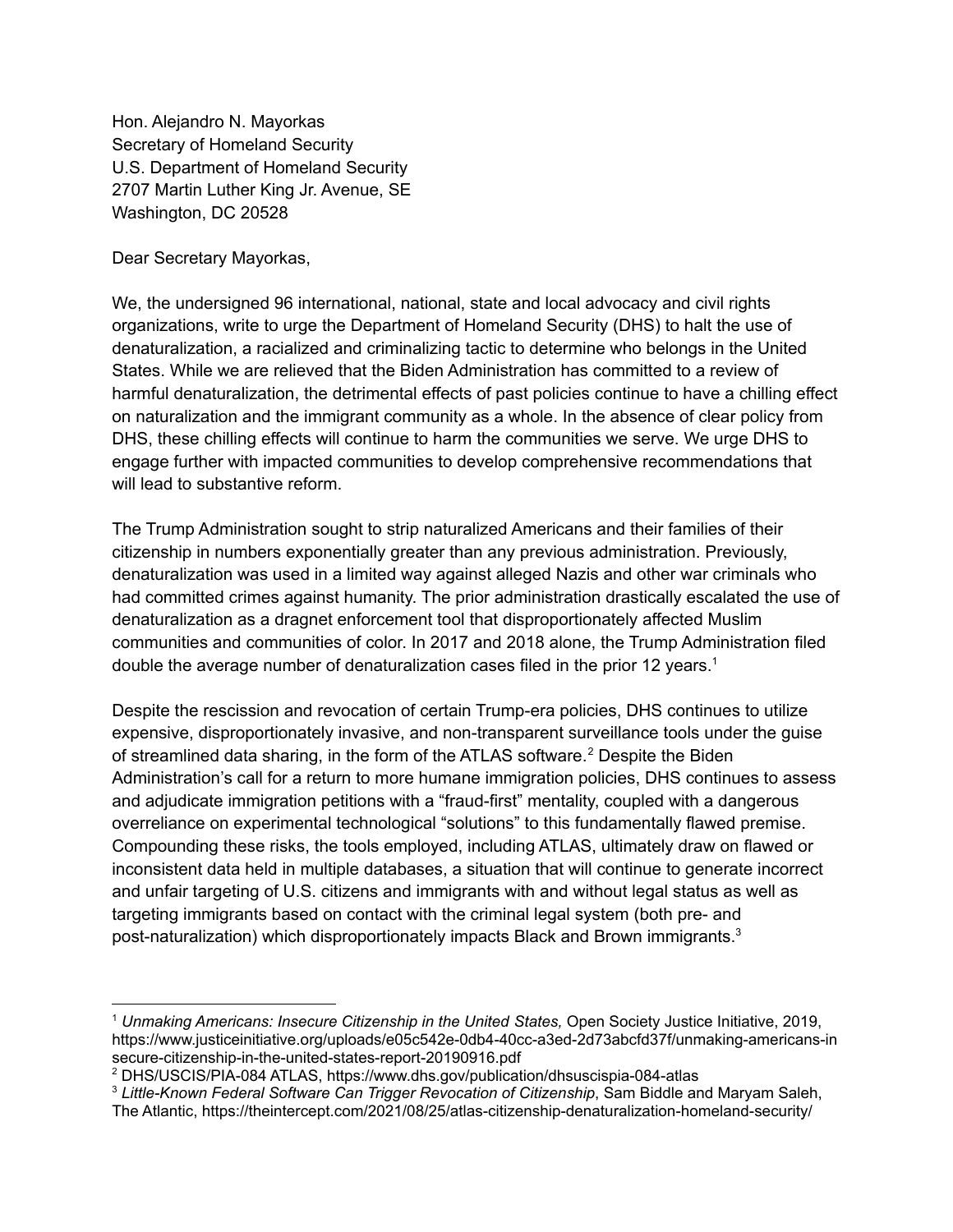Hon. Alejandro N. Mayorkas
Secretary of Homeland Security
U.S. Department of Homeland Security
2707 Martin Luther King Jr. Avenue, SE
Washington, DC 20528

Dear Secretary Mayorkas,

We, the undersigned 96 international, national, state and local advocacy and civil rights organizations, write to urge the Department of Homeland Security (DHS) to halt the use of denaturalization, a racialized and criminalizing tactic to determine who belongs in the United States. While we are relieved that the Biden Administration has committed to a review of harmful denaturalization, the detrimental effects of past policies continue to have a chilling effect on naturalization and the immigrant community as a whole. In the absence of clear policy from DHS, these chilling effects will continue to harm the communities we serve. We urge DHS to engage further with impacted communities to develop comprehensive recommendations that will lead to substantive reform.

The Trump Administration sought to strip naturalized Americans and their families of their citizenship in numbers exponentially greater than any previous administration. Previously, denaturalization was used in a limited way against alleged Nazis and other war criminals who had committed crimes against humanity. The prior administration drastically escalated the use of denaturalization as a dragnet enforcement tool that disproportionately affected Muslim communities and communities of color. In 2017 and 2018 alone, the Trump Administration filed double the average number of denaturalization cases filed in the prior 12 years.[1]

Despite the rescission and revocation of certain Trump-era policies, DHS continues to utilize expensive, disproportionately invasive, and non-transparent surveillance tools under the guise of streamlined data sharing, in the form of the ATLAS software.[2] Despite the Biden Administration's call for a return to more humane immigration policies, DHS continues to assess and adjudicate immigration petitions with a "fraud-first" mentality, coupled with a dangerous overreliance on experimental technological "solutions" to this fundamentally flawed premise. Compounding these risks, the tools employed, including ATLAS, ultimately draw on flawed or inconsistent data held in multiple databases, a situation that will continue to generate incorrect and unfair targeting of U.S. citizens and immigrants with and without legal status as well as targeting immigrants based on contact with the criminal legal system (both pre- and post-naturalization) which disproportionately impacts Black and Brown immigrants.[3]

---

[1] *Unmaking Americans: Insecure Citizenship in the United States,* Open Society Justice Initiative, 2019, https://www.justiceinitiative.org/uploads/e05c542e-0db4-40cc-a3ed-2d73abcfd37f/unmaking-americans-insecure-citizenship-in-the-united-states-report-20190916.pdf

[2] DHS/USCIS/PIA-084 ATLAS, https://www.dhs.gov/publication/dhsuscispia-084-atlas

[3] *Little-Known Federal Software Can Trigger Revocation of Citizenship*, Sam Biddle and Maryam Saleh, The Atlantic, https://theintercept.com/2021/08/25/atlas-citizenship-denaturalization-homeland-security/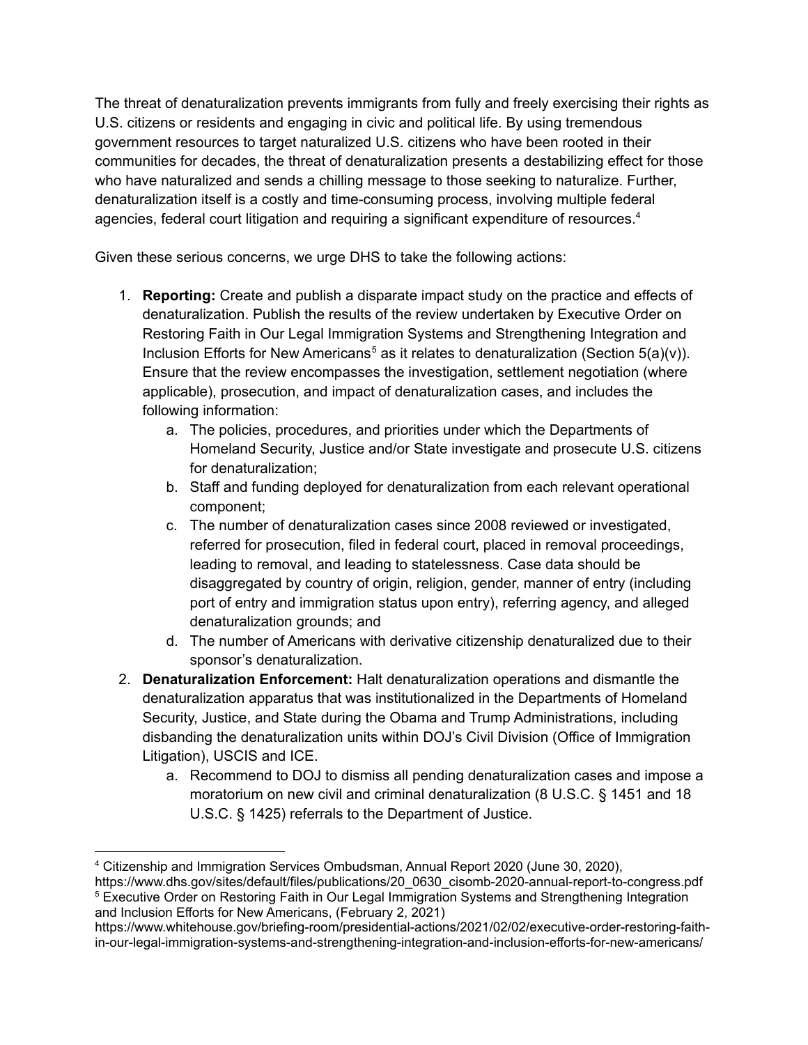The threat of denaturalization prevents immigrants from fully and freely exercising their rights as U.S. citizens or residents and engaging in civic and political life. By using tremendous government resources to target naturalized U.S. citizens who have been rooted in their communities for decades, the threat of denaturalization presents a destabilizing effect for those who have naturalized and sends a chilling message to those seeking to naturalize. Further, denaturalization itself is a costly and time-consuming process, involving multiple federal agencies, federal court litigation and requiring a significant expenditure of resources.[4]

Given these serious concerns, we urge DHS to take the following actions:

1. **Reporting:** Create and publish a disparate impact study on the practice and effects of denaturalization. Publish the results of the review undertaken by Executive Order on Restoring Faith in Our Legal Immigration Systems and Strengthening Integration and Inclusion Efforts for New Americans[5] as it relates to denaturalization (Section 5(a)(v)). Ensure that the review encompasses the investigation, settlement negotiation (where applicable), prosecution, and impact of denaturalization cases, and includes the following information:
    a. The policies, procedures, and priorities under which the Departments of Homeland Security, Justice and/or State investigate and prosecute U.S. citizens for denaturalization;
    b. Staff and funding deployed for denaturalization from each relevant operational component;
    c. The number of denaturalization cases since 2008 reviewed or investigated, referred for prosecution, filed in federal court, placed in removal proceedings, leading to removal, and leading to statelessness. Case data should be disaggregated by country of origin, religion, gender, manner of entry (including port of entry and immigration status upon entry), referring agency, and alleged denaturalization grounds; and
    d. The number of Americans with derivative citizenship denaturalized due to their sponsor's denaturalization.
2. **Denaturalization Enforcement:** Halt denaturalization operations and dismantle the denaturalization apparatus that was institutionalized in the Departments of Homeland Security, Justice, and State during the Obama and Trump Administrations, including disbanding the denaturalization units within DOJ's Civil Division (Office of Immigration Litigation), USCIS and ICE.
    a. Recommend to DOJ to dismiss all pending denaturalization cases and impose a moratorium on new civil and criminal denaturalization (8 U.S.C. § 1451 and 18 U.S.C. § 1425) referrals to the Department of Justice.

---

[4] Citizenship and Immigration Services Ombudsman, Annual Report 2020 (June 30, 2020), https://www.dhs.gov/sites/default/files/publications/20_0630_cisomb-2020-annual-report-to-congress.pdf

[5] Executive Order on Restoring Faith in Our Legal Immigration Systems and Strengthening Integration and Inclusion Efforts for New Americans, (February 2, 2021) https://www.whitehouse.gov/briefing-room/presidential-actions/2021/02/02/executive-order-restoring-faith-in-our-legal-immigration-systems-and-strengthening-integration-and-inclusion-efforts-for-new-americans/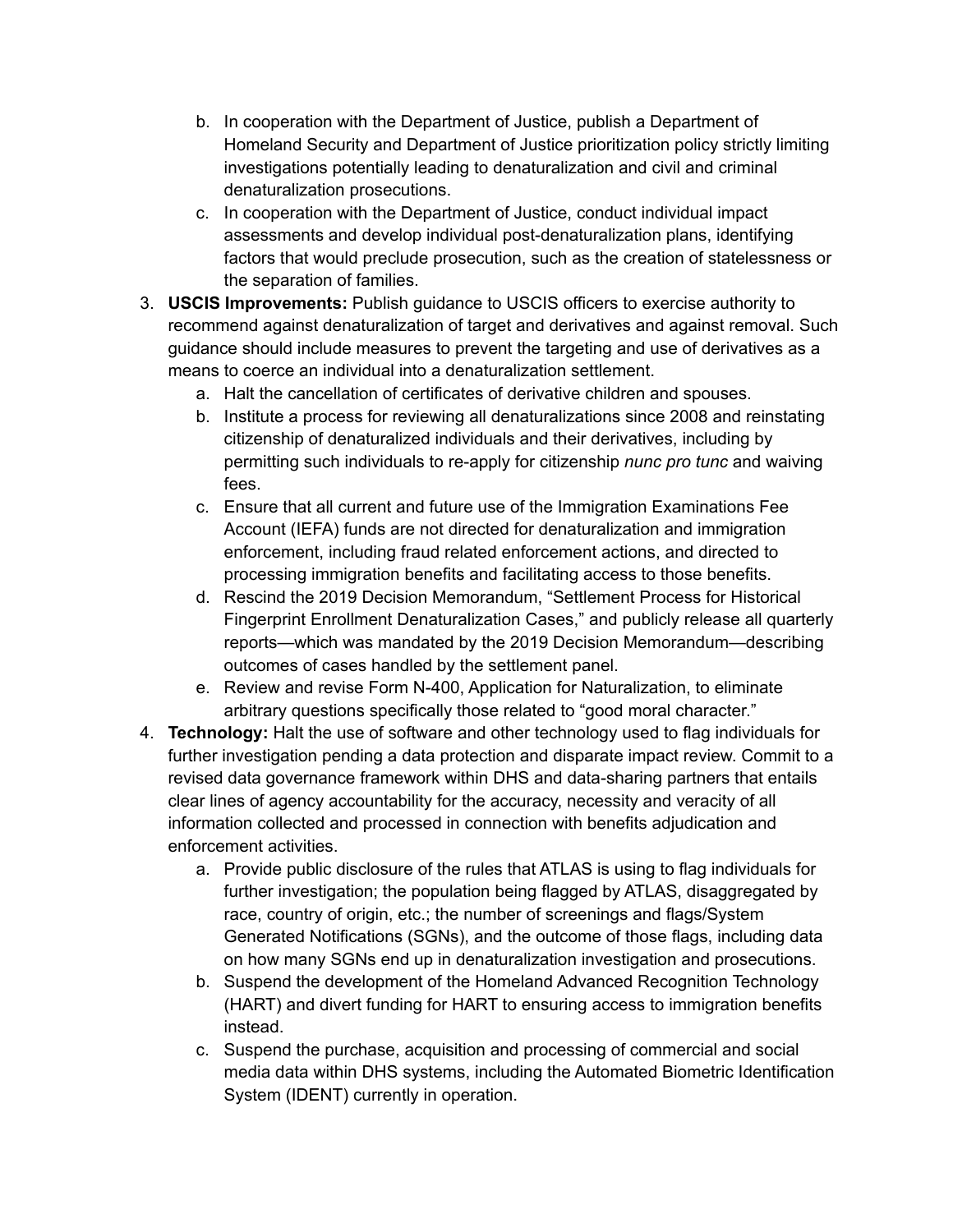b. In cooperation with the Department of Justice, publish a Department of Homeland Security and Department of Justice prioritization policy strictly limiting investigations potentially leading to denaturalization and civil and criminal denaturalization prosecutions.
   c. In cooperation with the Department of Justice, conduct individual impact assessments and develop individual post-denaturalization plans, identifying factors that would preclude prosecution, such as the creation of statelessness or the separation of families.

3. **USCIS Improvements:** Publish guidance to USCIS officers to exercise authority to recommend against denaturalization of target and derivatives and against removal. Such guidance should include measures to prevent the targeting and use of derivatives as a means to coerce an individual into a denaturalization settlement.
   a. Halt the cancellation of certificates of derivative children and spouses.
   b. Institute a process for reviewing all denaturalizations since 2008 and reinstating citizenship of denaturalized individuals and their derivatives, including by permitting such individuals to re-apply for citizenship *nunc pro tunc* and waiving fees.
   c. Ensure that all current and future use of the Immigration Examinations Fee Account (IEFA) funds are not directed for denaturalization and immigration enforcement, including fraud related enforcement actions, and directed to processing immigration benefits and facilitating access to those benefits.
   d. Rescind the 2019 Decision Memorandum, "Settlement Process for Historical Fingerprint Enrollment Denaturalization Cases," and publicly release all quarterly reports—which was mandated by the 2019 Decision Memorandum—describing outcomes of cases handled by the settlement panel.
   e. Review and revise Form N-400, Application for Naturalization, to eliminate arbitrary questions specifically those related to "good moral character."

4. **Technology:** Halt the use of software and other technology used to flag individuals for further investigation pending a data protection and disparate impact review. Commit to a revised data governance framework within DHS and data-sharing partners that entails clear lines of agency accountability for the accuracy, necessity and veracity of all information collected and processed in connection with benefits adjudication and enforcement activities.
   a. Provide public disclosure of the rules that ATLAS is using to flag individuals for further investigation; the population being flagged by ATLAS, disaggregated by race, country of origin, etc.; the number of screenings and flags/System Generated Notifications (SGNs), and the outcome of those flags, including data on how many SGNs end up in denaturalization investigation and prosecutions.
   b. Suspend the development of the Homeland Advanced Recognition Technology (HART) and divert funding for HART to ensuring access to immigration benefits instead.
   c. Suspend the purchase, acquisition and processing of commercial and social media data within DHS systems, including the Automated Biometric Identification System (IDENT) currently in operation.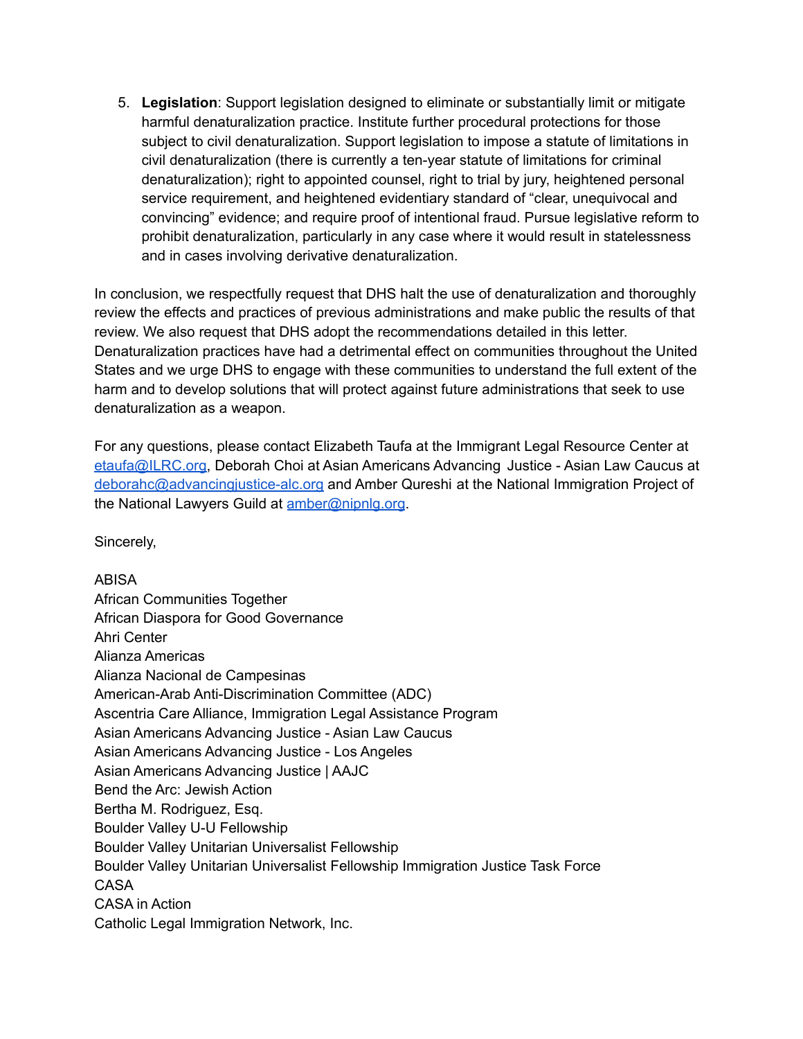5. **Legislation**: Support legislation designed to eliminate or substantially limit or mitigate harmful denaturalization practice. Institute further procedural protections for those subject to civil denaturalization. Support legislation to impose a statute of limitations in civil denaturalization (there is currently a ten-year statute of limitations for criminal denaturalization); right to appointed counsel, right to trial by jury, heightened personal service requirement, and heightened evidentiary standard of "clear, unequivocal and convincing" evidence; and require proof of intentional fraud. Pursue legislative reform to prohibit denaturalization, particularly in any case where it would result in statelessness and in cases involving derivative denaturalization.

In conclusion, we respectfully request that DHS halt the use of denaturalization and thoroughly review the effects and practices of previous administrations and make public the results of that review. We also request that DHS adopt the recommendations detailed in this letter. Denaturalization practices have had a detrimental effect on communities throughout the United States and we urge DHS to engage with these communities to understand the full extent of the harm and to develop solutions that will protect against future administrations that seek to use denaturalization as a weapon.

For any questions, please contact Elizabeth Taufa at the Immigrant Legal Resource Center at etaufa@ILRC.org, Deborah Choi at Asian Americans Advancing Justice - Asian Law Caucus at deborahc@advancingjustice-alc.org and Amber Qureshi at the National Immigration Project of the National Lawyers Guild at amber@nipnlg.org.

Sincerely,

ABISA
African Communities Together
African Diaspora for Good Governance
Ahri Center
Alianza Americas
Alianza Nacional de Campesinas
American-Arab Anti-Discrimination Committee (ADC)
Ascentria Care Alliance, Immigration Legal Assistance Program
Asian Americans Advancing Justice - Asian Law Caucus
Asian Americans Advancing Justice - Los Angeles
Asian Americans Advancing Justice | AAJC
Bend the Arc: Jewish Action
Bertha M. Rodriguez, Esq.
Boulder Valley U-U Fellowship
Boulder Valley Unitarian Universalist Fellowship
Boulder Valley Unitarian Universalist Fellowship Immigration Justice Task Force
CASA
CASA in Action
Catholic Legal Immigration Network, Inc.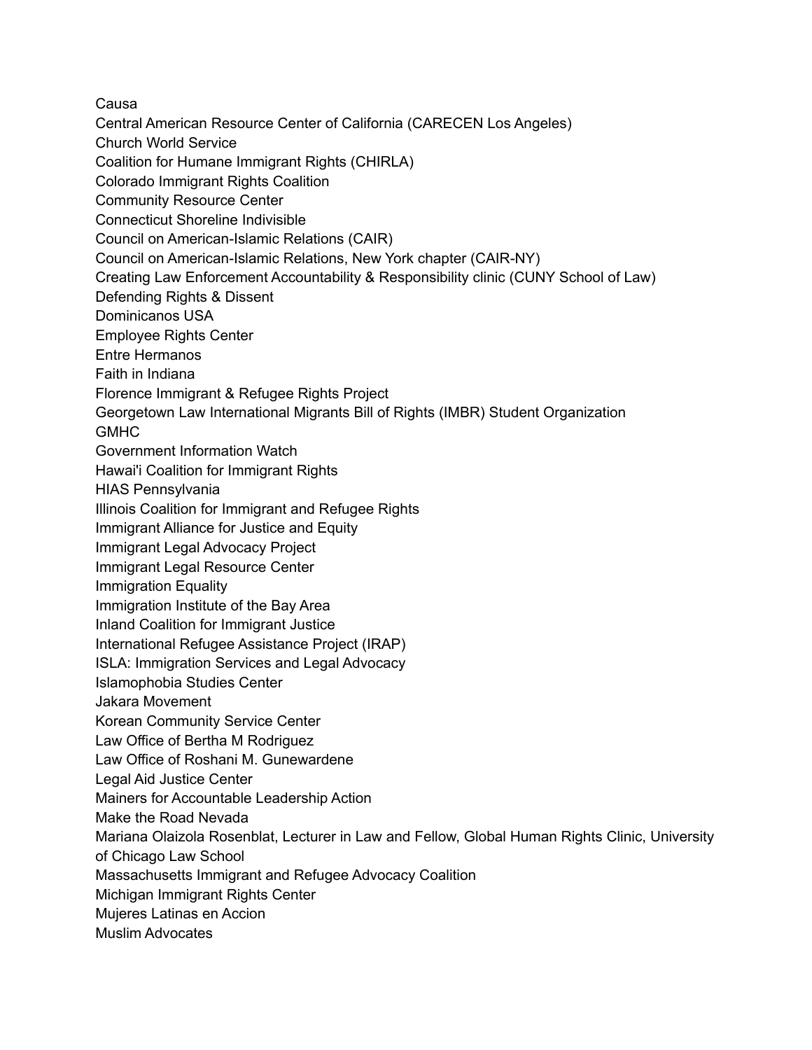Causa
Central American Resource Center of California (CARECEN Los Angeles)
Church World Service
Coalition for Humane Immigrant Rights (CHIRLA)
Colorado Immigrant Rights Coalition
Community Resource Center
Connecticut Shoreline Indivisible
Council on American-Islamic Relations (CAIR)
Council on American-Islamic Relations, New York chapter (CAIR-NY)
Creating Law Enforcement Accountability & Responsibility clinic (CUNY School of Law)
Defending Rights & Dissent
Dominicanos USA
Employee Rights Center
Entre Hermanos
Faith in Indiana
Florence Immigrant & Refugee Rights Project
Georgetown Law International Migrants Bill of Rights (IMBR) Student Organization
GMHC
Government Information Watch
Hawai'i Coalition for Immigrant Rights
HIAS Pennsylvania
Illinois Coalition for Immigrant and Refugee Rights
Immigrant Alliance for Justice and Equity
Immigrant Legal Advocacy Project
Immigrant Legal Resource Center
Immigration Equality
Immigration Institute of the Bay Area
Inland Coalition for Immigrant Justice
International Refugee Assistance Project (IRAP)
ISLA: Immigration Services and Legal Advocacy
Islamophobia Studies Center
Jakara Movement
Korean Community Service Center
Law Office of Bertha M Rodriguez
Law Office of Roshani M. Gunewardene
Legal Aid Justice Center
Mainers for Accountable Leadership Action
Make the Road Nevada
Mariana Olaizola Rosenblat, Lecturer in Law and Fellow, Global Human Rights Clinic, University of Chicago Law School
Massachusetts Immigrant and Refugee Advocacy Coalition
Michigan Immigrant Rights Center
Mujeres Latinas en Accion
Muslim Advocates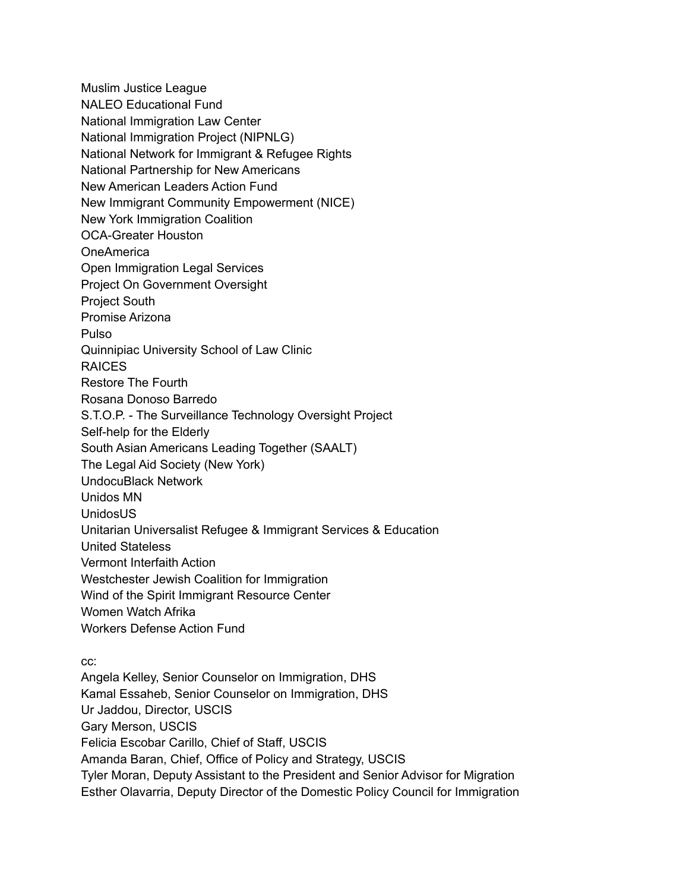Muslim Justice League
NALEO Educational Fund
National Immigration Law Center
National Immigration Project (NIPNLG)
National Network for Immigrant & Refugee Rights
National Partnership for New Americans
New American Leaders Action Fund
New Immigrant Community Empowerment (NICE)
New York Immigration Coalition
OCA-Greater Houston
OneAmerica
Open Immigration Legal Services
Project On Government Oversight
Project South
Promise Arizona
Pulso
Quinnipiac University School of Law Clinic
RAICES
Restore The Fourth
Rosana Donoso Barredo
S.T.O.P. - The Surveillance Technology Oversight Project
Self-help for the Elderly
South Asian Americans Leading Together (SAALT)
The Legal Aid Society (New York)
UndocuBlack Network
Unidos MN
UnidosUS
Unitarian Universalist Refugee & Immigrant Services & Education
United Stateless
Vermont Interfaith Action
Westchester Jewish Coalition for Immigration
Wind of the Spirit Immigrant Resource Center
Women Watch Afrika
Workers Defense Action Fund

cc:
Angela Kelley, Senior Counselor on Immigration, DHS
Kamal Essaheb, Senior Counselor on Immigration, DHS
Ur Jaddou, Director, USCIS
Gary Merson, USCIS
Felicia Escobar Carillo, Chief of Staff, USCIS
Amanda Baran, Chief, Office of Policy and Strategy, USCIS
Tyler Moran, Deputy Assistant to the President and Senior Advisor for Migration
Esther Olavarria, Deputy Director of the Domestic Policy Council for Immigration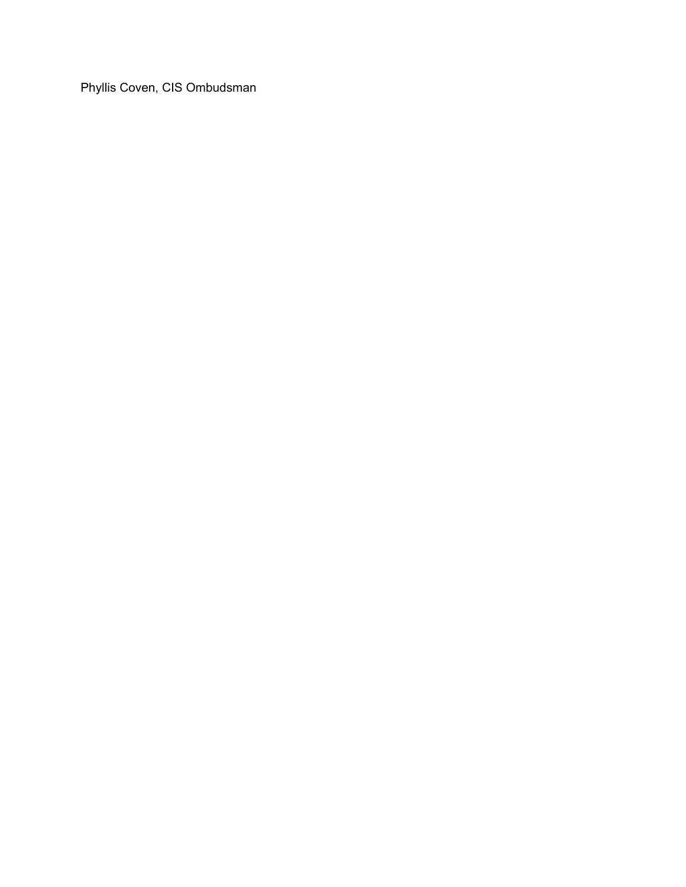Phyllis Coven, CIS Ombudsman